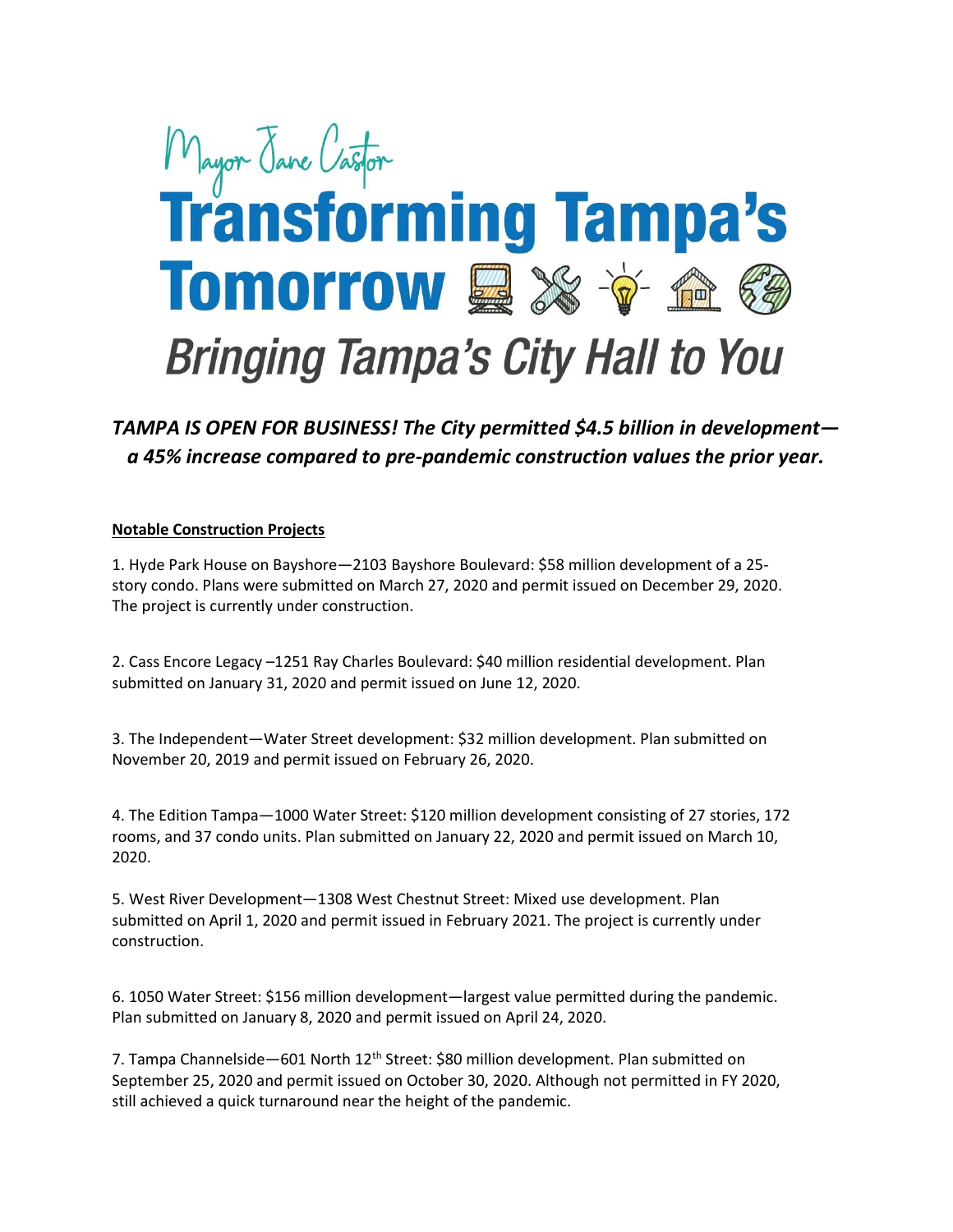Mayor Jane Castor

# Transforming Tampa's Tomorrow

## *Bringing Tampa's City Hall to You*

***TAMPA IS OPEN FOR BUSINESS! The City permitted $4.5 billion in development—a 45% increase compared to pre-pandemic construction values the prior year.***

**Notable Construction Projects**

1. Hyde Park House on Bayshore—2103 Bayshore Boulevard: $58 million development of a 25-story condo. Plans were submitted on March 27, 2020 and permit issued on December 29, 2020. The project is currently under construction.

2. Cass Encore Legacy –1251 Ray Charles Boulevard: $40 million residential development. Plan submitted on January 31, 2020 and permit issued on June 12, 2020.

3. The Independent—Water Street development: $32 million development. Plan submitted on November 20, 2019 and permit issued on February 26, 2020.

4. The Edition Tampa—1000 Water Street: $120 million development consisting of 27 stories, 172 rooms, and 37 condo units. Plan submitted on January 22, 2020 and permit issued on March 10, 2020.

5. West River Development—1308 West Chestnut Street: Mixed use development. Plan submitted on April 1, 2020 and permit issued in February 2021. The project is currently under construction.

6. 1050 Water Street: $156 million development—largest value permitted during the pandemic. Plan submitted on January 8, 2020 and permit issued on April 24, 2020.

7. Tampa Channelside—601 North 12th Street: $80 million development. Plan submitted on September 25, 2020 and permit issued on October 30, 2020. Although not permitted in FY 2020, still achieved a quick turnaround near the height of the pandemic.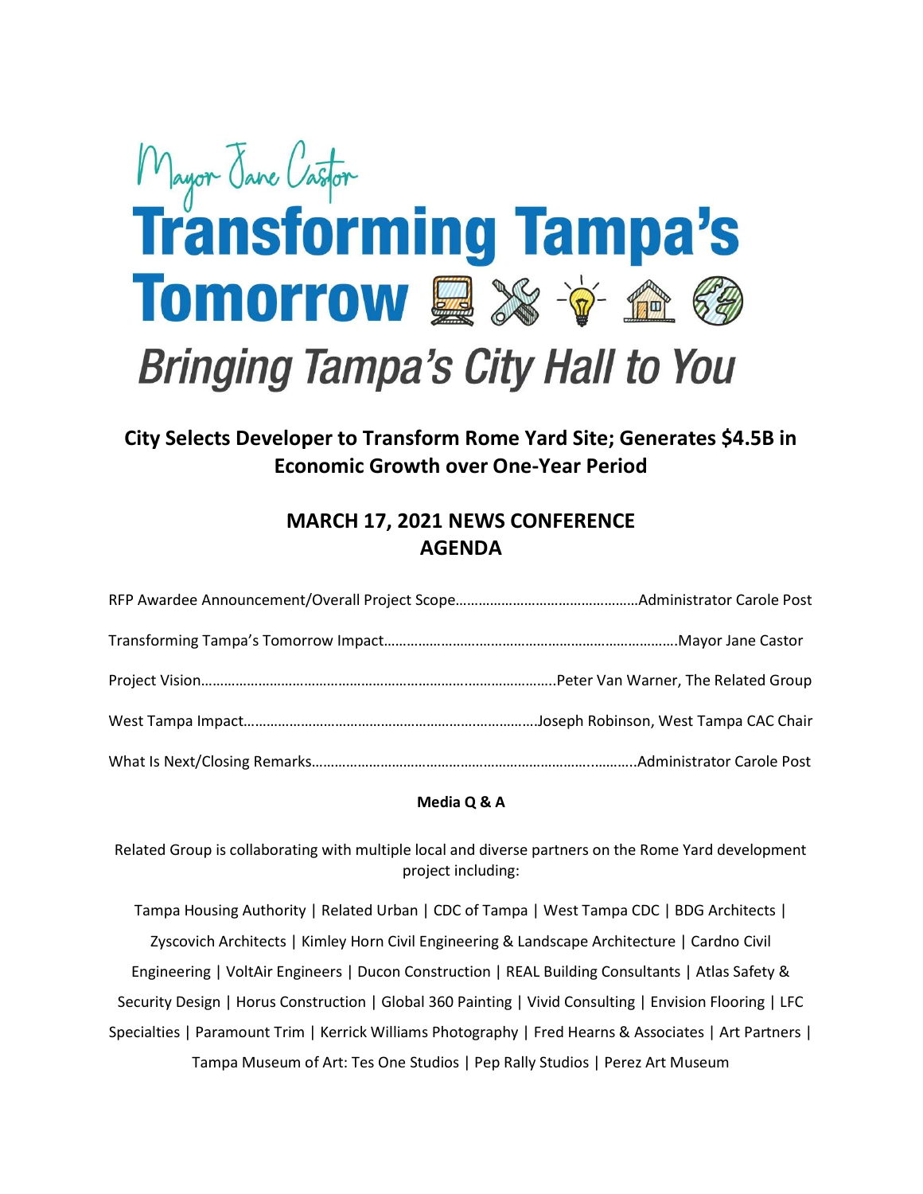Mayor Jane Castor

# Transforming Tampa's Tomorrow

*Bringing Tampa's City Hall to You*

## City Selects Developer to Transform Rome Yard Site; Generates $4.5B in Economic Growth over One-Year Period

## MARCH 17, 2021 NEWS CONFERENCE AGENDA

RFP Awardee Announcement/Overall Project Scope……………………………………….Administrator Carole Post

Transforming Tampa's Tomorrow Impact……………………………………………………………….Mayor Jane Castor

Project Vision………………………………………………………………………………..Peter Van Warner, The Related Group

West Tampa Impact………………………………………………………………….Joseph Robinson, West Tampa CAC Chair

What Is Next/Closing Remarks……………………………………………………………………..Administrator Carole Post

**Media Q & A**

Related Group is collaborating with multiple local and diverse partners on the Rome Yard development project including:

Tampa Housing Authority | Related Urban | CDC of Tampa | West Tampa CDC | BDG Architects | Zyscovich Architects | Kimley Horn Civil Engineering & Landscape Architecture | Cardno Civil Engineering | VoltAir Engineers | Ducon Construction | REAL Building Consultants | Atlas Safety & Security Design | Horus Construction | Global 360 Painting | Vivid Consulting | Envision Flooring | LFC Specialties | Paramount Trim | Kerrick Williams Photography | Fred Hearns & Associates | Art Partners | Tampa Museum of Art: Tes One Studios | Pep Rally Studios | Perez Art Museum